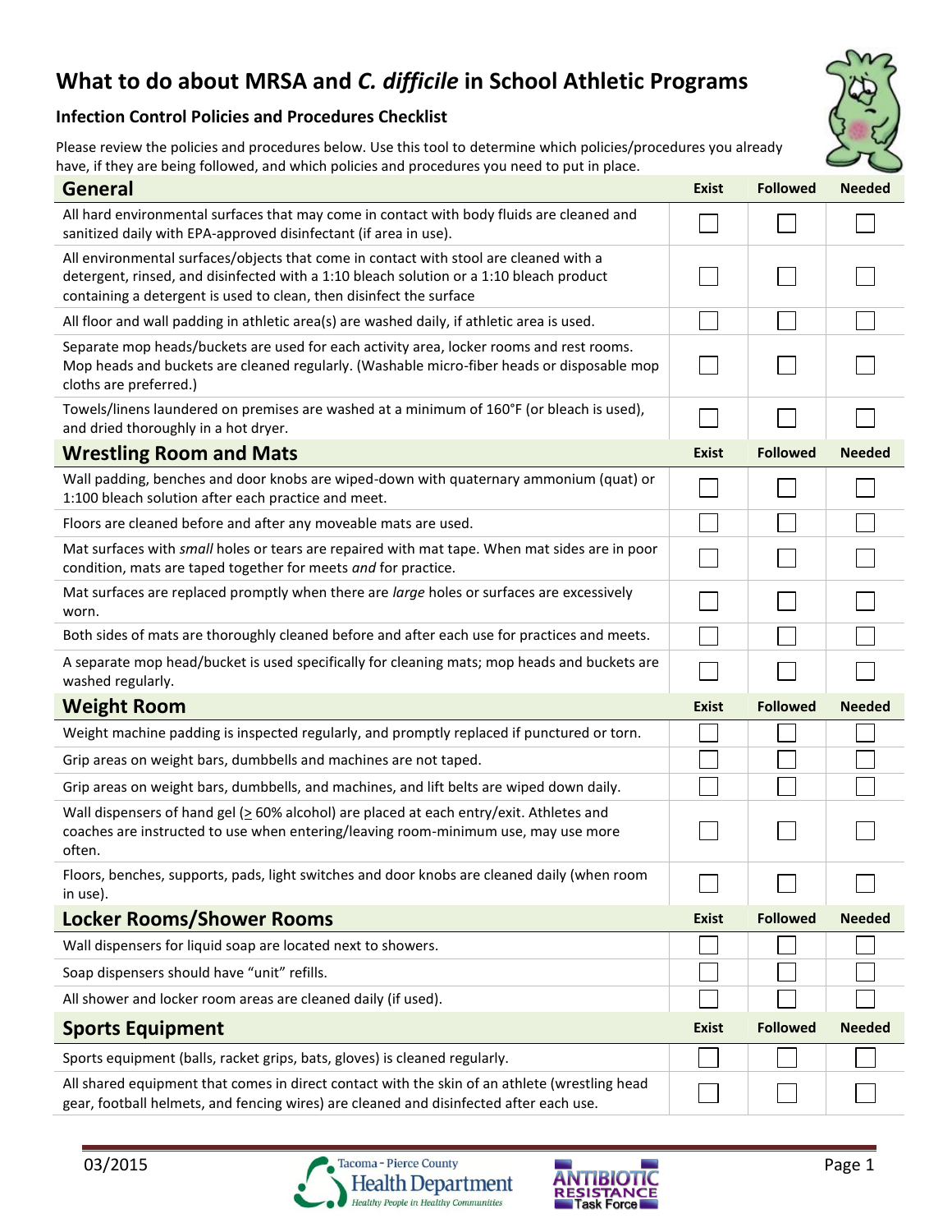# What to do about MRSA and *C. difficile* in School Athletic Programs

### Infection Control Policies and Procedures Checklist

Please review the policies and procedures below. Use this tool to determine which policies/procedures you already have, if they are being followed, and which policies and procedures you need to put in place.

| General | Exist | Followed | Needed |
|---|---|---|---|
| All hard environmental surfaces that may come in contact with body fluids are cleaned and sanitized daily with EPA-approved disinfectant (if area in use). | ☐ | ☐ | ☐ |
| All environmental surfaces/objects that come in contact with stool are cleaned with a detergent, rinsed, and disinfected with a 1:10 bleach solution or a 1:10 bleach product containing a detergent is used to clean, then disinfect the surface | ☐ | ☐ | ☐ |
| All floor and wall padding in athletic area(s) are washed daily, if athletic area is used. | ☐ | ☐ | ☐ |
| Separate mop heads/buckets are used for each activity area, locker rooms and rest rooms. Mop heads and buckets are cleaned regularly. (Washable micro-fiber heads or disposable mop cloths are preferred.) | ☐ | ☐ | ☐ |
| Towels/linens laundered on premises are washed at a minimum of 160°F (or bleach is used), and dried thoroughly in a hot dryer. | ☐ | ☐ | ☐ |

| Wrestling Room and Mats | Exist | Followed | Needed |
|---|---|---|---|
| Wall padding, benches and door knobs are wiped-down with quaternary ammonium (quat) or 1:100 bleach solution after each practice and meet. | ☐ | ☐ | ☐ |
| Floors are cleaned before and after any moveable mats are used. | ☐ | ☐ | ☐ |
| Mat surfaces with *small* holes or tears are repaired with mat tape. When mat sides are in poor condition, mats are taped together for meets *and* for practice. | ☐ | ☐ | ☐ |
| Mat surfaces are replaced promptly when there are *large* holes or surfaces are excessively worn. | ☐ | ☐ | ☐ |
| Both sides of mats are thoroughly cleaned before and after each use for practices and meets. | ☐ | ☐ | ☐ |
| A separate mop head/bucket is used specifically for cleaning mats; mop heads and buckets are washed regularly. | ☐ | ☐ | ☐ |

| Weight Room | Exist | Followed | Needed |
|---|---|---|---|
| Weight machine padding is inspected regularly, and promptly replaced if punctured or torn. | ☐ | ☐ | ☐ |
| Grip areas on weight bars, dumbbells and machines are not taped. | ☐ | ☐ | ☐ |
| Grip areas on weight bars, dumbbells, and machines, and lift belts are wiped down daily. | ☐ | ☐ | ☐ |
| Wall dispensers of hand gel ($\geq$ 60% alcohol) are placed at each entry/exit. Athletes and coaches are instructed to use when entering/leaving room-minimum use, may use more often. | ☐ | ☐ | ☐ |
| Floors, benches, supports, pads, light switches and door knobs are cleaned daily (when room in use). | ☐ | ☐ | ☐ |

| Locker Rooms/Shower Rooms | Exist | Followed | Needed |
|---|---|---|---|
| Wall dispensers for liquid soap are located next to showers. | ☐ | ☐ | ☐ |
| Soap dispensers should have "unit" refills. | ☐ | ☐ | ☐ |
| All shower and locker room areas are cleaned daily (if used). | ☐ | ☐ | ☐ |

| Sports Equipment | Exist | Followed | Needed |
|---|---|---|---|
| Sports equipment (balls, racket grips, bats, gloves) is cleaned regularly. | ☐ | ☐ | ☐ |
| All shared equipment that comes in direct contact with the skin of an athlete (wrestling head gear, football helmets, and fencing wires) are cleaned and disinfected after each use. | ☐ | ☐ | ☐ |

03/2015

Tacoma - Pierce County Health Department — Healthy People in Healthy Communities

Antibiotic Resistance Task Force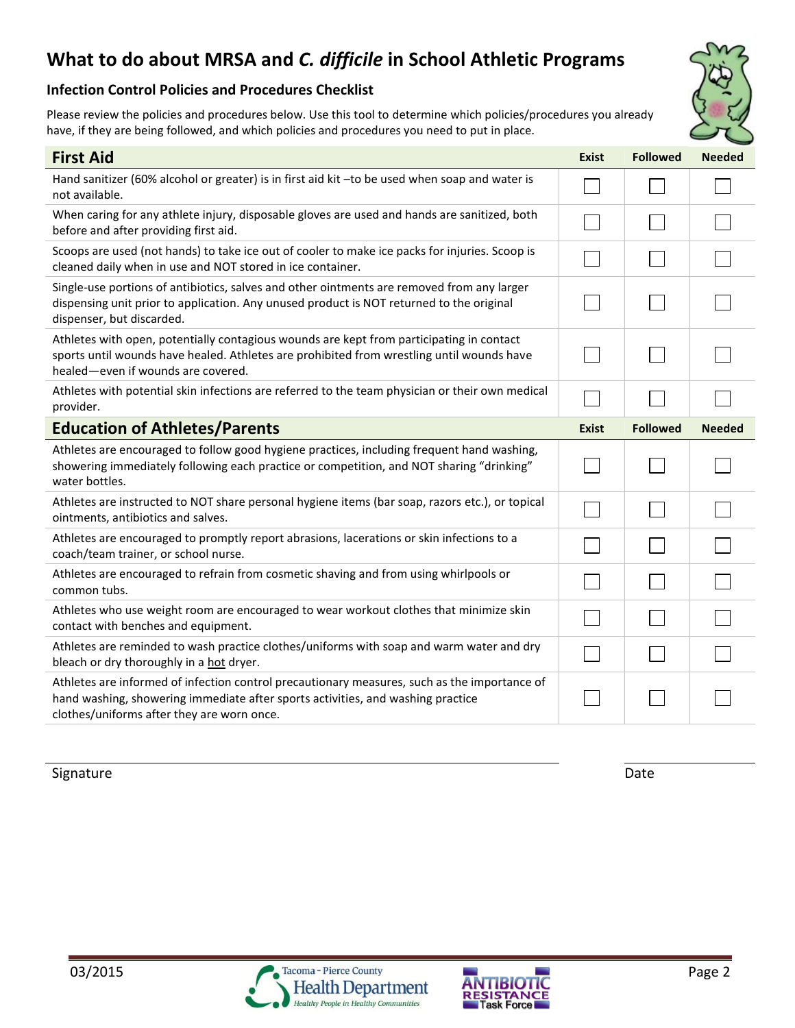# What to do about MRSA and *C. difficile* in School Athletic Programs

### Infection Control Policies and Procedures Checklist

Please review the policies and procedures below. Use this tool to determine which policies/procedures you already have, if they are being followed, and which policies and procedures you need to put in place.

| First Aid | Exist | Followed | Needed |
|---|---|---|---|
| Hand sanitizer (60% alcohol or greater) is in first aid kit –to be used when soap and water is not available. | ☐ | ☐ | ☐ |
| When caring for any athlete injury, disposable gloves are used and hands are sanitized, both before and after providing first aid. | ☐ | ☐ | ☐ |
| Scoops are used (not hands) to take ice out of cooler to make ice packs for injuries. Scoop is cleaned daily when in use and NOT stored in ice container. | ☐ | ☐ | ☐ |
| Single-use portions of antibiotics, salves and other ointments are removed from any larger dispensing unit prior to application. Any unused product is NOT returned to the original dispenser, but discarded. | ☐ | ☐ | ☐ |
| Athletes with open, potentially contagious wounds are kept from participating in contact sports until wounds have healed. Athletes are prohibited from wrestling until wounds have healed—even if wounds are covered. | ☐ | ☐ | ☐ |
| Athletes with potential skin infections are referred to the team physician or their own medical provider. | ☐ | ☐ | ☐ |

| Education of Athletes/Parents | Exist | Followed | Needed |
|---|---|---|---|
| Athletes are encouraged to follow good hygiene practices, including frequent hand washing, showering immediately following each practice or competition, and NOT sharing "drinking" water bottles. | ☐ | ☐ | ☐ |
| Athletes are instructed to NOT share personal hygiene items (bar soap, razors etc.), or topical ointments, antibiotics and salves. | ☐ | ☐ | ☐ |
| Athletes are encouraged to promptly report abrasions, lacerations or skin infections to a coach/team trainer, or school nurse. | ☐ | ☐ | ☐ |
| Athletes are encouraged to refrain from cosmetic shaving and from using whirlpools or common tubs. | ☐ | ☐ | ☐ |
| Athletes who use weight room are encouraged to wear workout clothes that minimize skin contact with benches and equipment. | ☐ | ☐ | ☐ |
| Athletes are reminded to wash practice clothes/uniforms with soap and warm water and dry bleach or dry thoroughly in a <u>hot</u> dryer. | ☐ | ☐ | ☐ |
| Athletes are informed of infection control precautionary measures, such as the importance of hand washing, showering immediate after sports activities, and washing practice clothes/uniforms after they are worn once. | ☐ | ☐ | ☐ |

Signature ______________________________ Date ____________

03/2015

Tacoma - Pierce County Health Department — Healthy People in Healthy Communities

Antibiotic Resistance Task Force